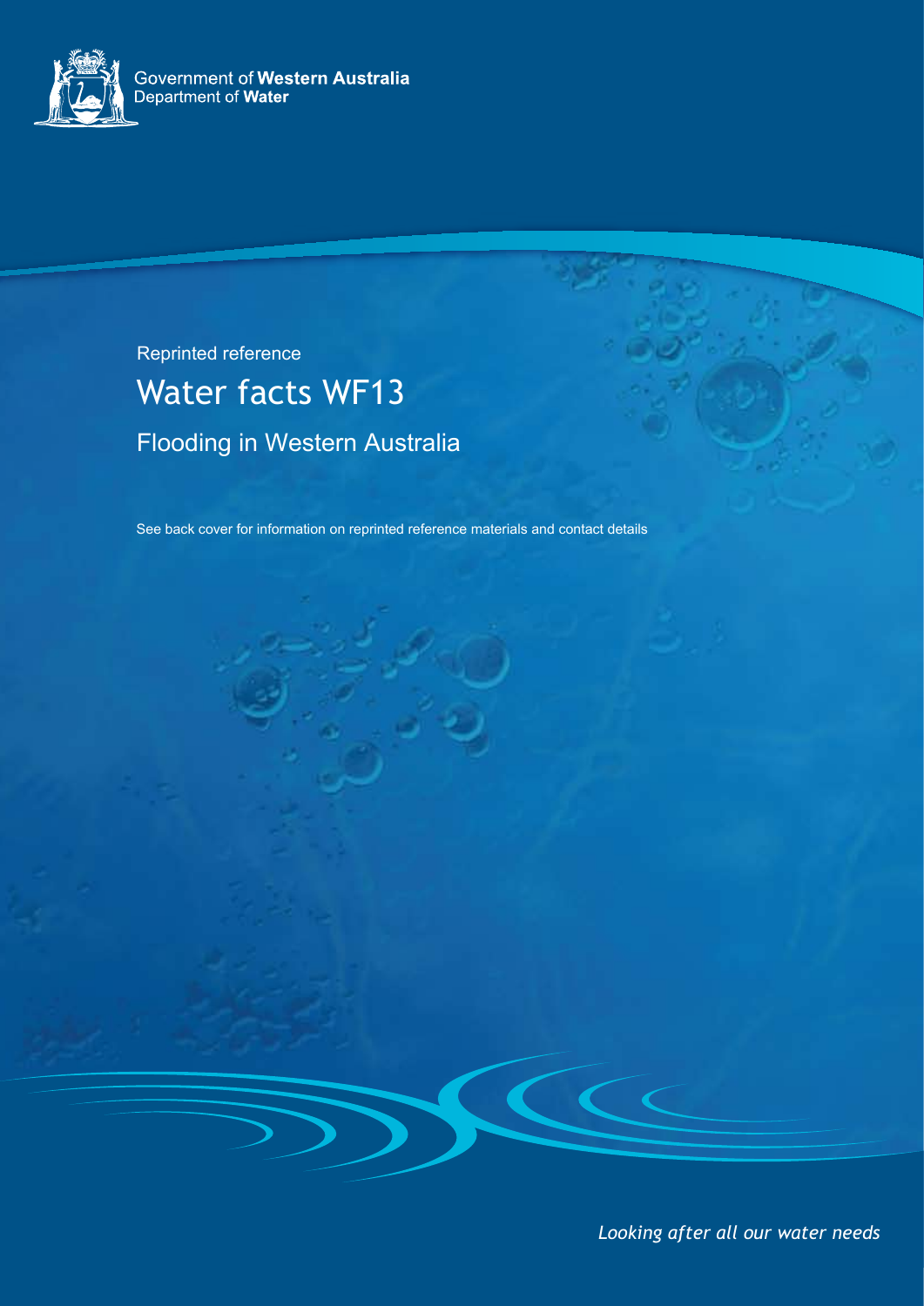Government of **Western Australia**
Department of **Water**

Reprinted reference

# Water facts WF13

## Flooding in Western Australia

See back cover for information on reprinted reference materials and contact details

*Looking after all our water needs*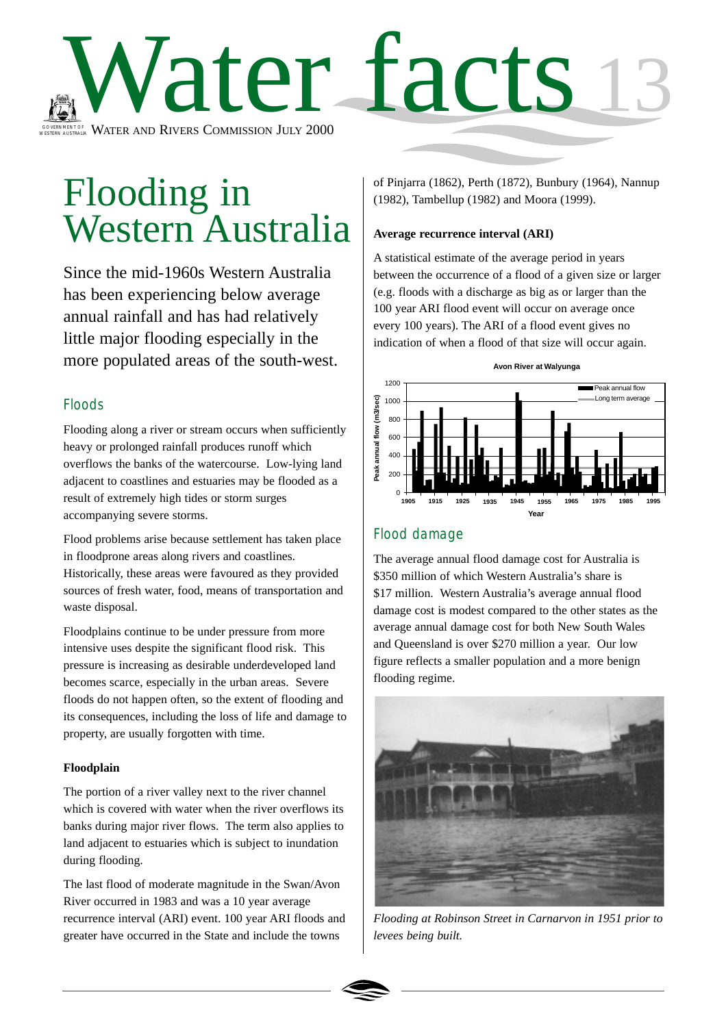# Water facts 13

WATER AND RIVERS COMMISSION JULY 2000

# Flooding in Western Australia

Since the mid-1960s Western Australia has been experiencing below average annual rainfall and has had relatively little major flooding especially in the more populated areas of the south-west.

## Floods

Flooding along a river or stream occurs when sufficiently heavy or prolonged rainfall produces runoff which overflows the banks of the watercourse. Low-lying land adjacent to coastlines and estuaries may be flooded as a result of extremely high tides or storm surges accompanying severe storms.

Flood problems arise because settlement has taken place in floodprone areas along rivers and coastlines. Historically, these areas were favoured as they provided sources of fresh water, food, means of transportation and waste disposal.

Floodplains continue to be under pressure from more intensive uses despite the significant flood risk. This pressure is increasing as desirable underdeveloped land becomes scarce, especially in the urban areas. Severe floods do not happen often, so the extent of flooding and its consequences, including the loss of life and damage to property, are usually forgotten with time.

### Floodplain

The portion of a river valley next to the river channel which is covered with water when the river overflows its banks during major river flows. The term also applies to land adjacent to estuaries which is subject to inundation during flooding.

The last flood of moderate magnitude in the Swan/Avon River occurred in 1983 and was a 10 year average recurrence interval (ARI) event. 100 year ARI floods and greater have occurred in the State and include the towns of Pinjarra (1862), Perth (1872), Bunbury (1964), Nannup (1982), Tambellup (1982) and Moora (1999).

### Average recurrence interval (ARI)

A statistical estimate of the average period in years between the occurrence of a flood of a given size or larger (e.g. floods with a discharge as big as or larger than the 100 year ARI flood event will occur on average once every 100 years). The ARI of a flood event gives no indication of when a flood of that size will occur again.

**Avon River at Walyunga**

(Bar chart: Peak annual flow (m3/sec) by Year, 1905–1995, with Long term average line. Legend: Peak annual flow; Long term average.)

## Flood damage

The average annual flood damage cost for Australia is $350 million of which Western Australia's share is $17 million. Western Australia's average annual flood damage cost is modest compared to the other states as the average annual damage cost for both New South Wales and Queensland is over $270 million a year. Our low figure reflects a smaller population and a more benign flooding regime.

*Flooding at Robinson Street in Carnarvon in 1951 prior to levees being built.*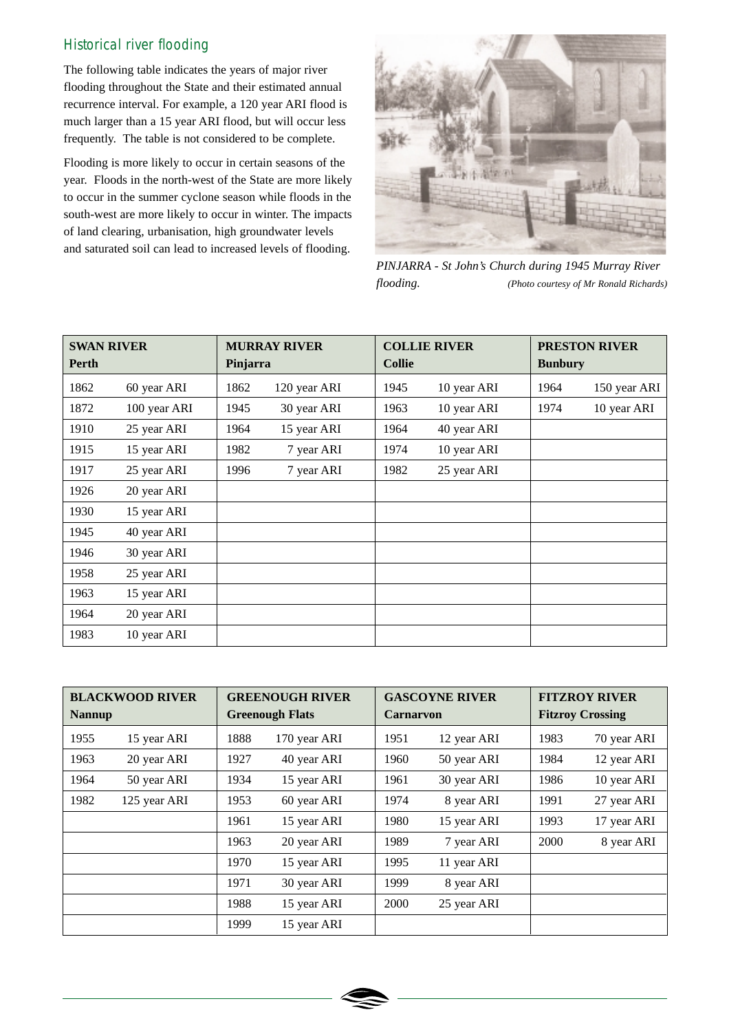## Historical river flooding

The following table indicates the years of major river flooding throughout the State and their estimated annual recurrence interval. For example, a 120 year ARI flood is much larger than a 15 year ARI flood, but will occur less frequently. The table is not considered to be complete.

Flooding is more likely to occur in certain seasons of the year. Floods in the north-west of the State are more likely to occur in the summer cyclone season while floods in the south-west are more likely to occur in winter. The impacts of land clearing, urbanisation, high groundwater levels and saturated soil can lead to increased levels of flooding.

*PINJARRA - St John's Church during 1945 Murray River flooding.* *(Photo courtesy of Mr Ronald Richards)*

| **SWAN RIVER Perth** | | **MURRAY RIVER Pinjarra** | | **COLLIE RIVER Collie** | | **PRESTON RIVER Bunbury** | |
|---|---|---|---|---|---|---|---|
| 1862 | 60 year ARI | 1862 | 120 year ARI | 1945 | 10 year ARI | 1964 | 150 year ARI |
| 1872 | 100 year ARI | 1945 | 30 year ARI | 1963 | 10 year ARI | 1974 | 10 year ARI |
| 1910 | 25 year ARI | 1964 | 15 year ARI | 1964 | 40 year ARI | | |
| 1915 | 15 year ARI | 1982 | 7 year ARI | 1974 | 10 year ARI | | |
| 1917 | 25 year ARI | 1996 | 7 year ARI | 1982 | 25 year ARI | | |
| 1926 | 20 year ARI | | | | | | |
| 1930 | 15 year ARI | | | | | | |
| 1945 | 40 year ARI | | | | | | |
| 1946 | 30 year ARI | | | | | | |
| 1958 | 25 year ARI | | | | | | |
| 1963 | 15 year ARI | | | | | | |
| 1964 | 20 year ARI | | | | | | |
| 1983 | 10 year ARI | | | | | | |

| **BLACKWOOD RIVER Nannup** | | **GREENOUGH RIVER Greenough Flats** | | **GASCOYNE RIVER Carnarvon** | | **FITZROY RIVER Fitzroy Crossing** | |
|---|---|---|---|---|---|---|---|
| 1955 | 15 year ARI | 1888 | 170 year ARI | 1951 | 12 year ARI | 1983 | 70 year ARI |
| 1963 | 20 year ARI | 1927 | 40 year ARI | 1960 | 50 year ARI | 1984 | 12 year ARI |
| 1964 | 50 year ARI | 1934 | 15 year ARI | 1961 | 30 year ARI | 1986 | 10 year ARI |
| 1982 | 125 year ARI | 1953 | 60 year ARI | 1974 | 8 year ARI | 1991 | 27 year ARI |
| | | 1961 | 15 year ARI | 1980 | 15 year ARI | 1993 | 17 year ARI |
| | | 1963 | 20 year ARI | 1989 | 7 year ARI | 2000 | 8 year ARI |
| | | 1970 | 15 year ARI | 1995 | 11 year ARI | | |
| | | 1971 | 30 year ARI | 1999 | 8 year ARI | | |
| | | 1988 | 15 year ARI | 2000 | 25 year ARI | | |
| | | 1999 | 15 year ARI | | | | |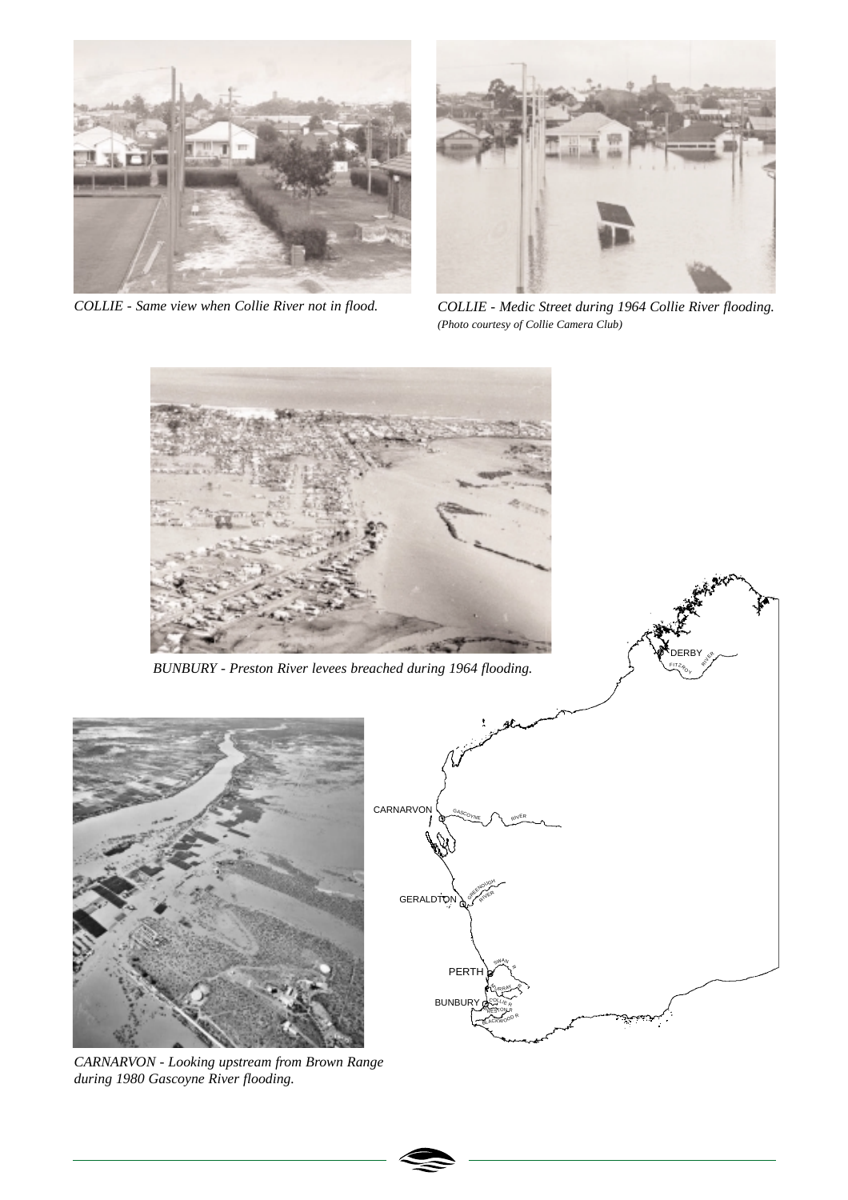*COLLIE - Same view when Collie River not in flood.*

*COLLIE - Medic Street during 1964 Collie River flooding.*
*(Photo courtesy of Collie Camera Club)*

*BUNBURY - Preston River levees breached during 1964 flooding.*

*CARNARVON - Looking upstream from Brown Range during 1980 Gascoyne River flooding.*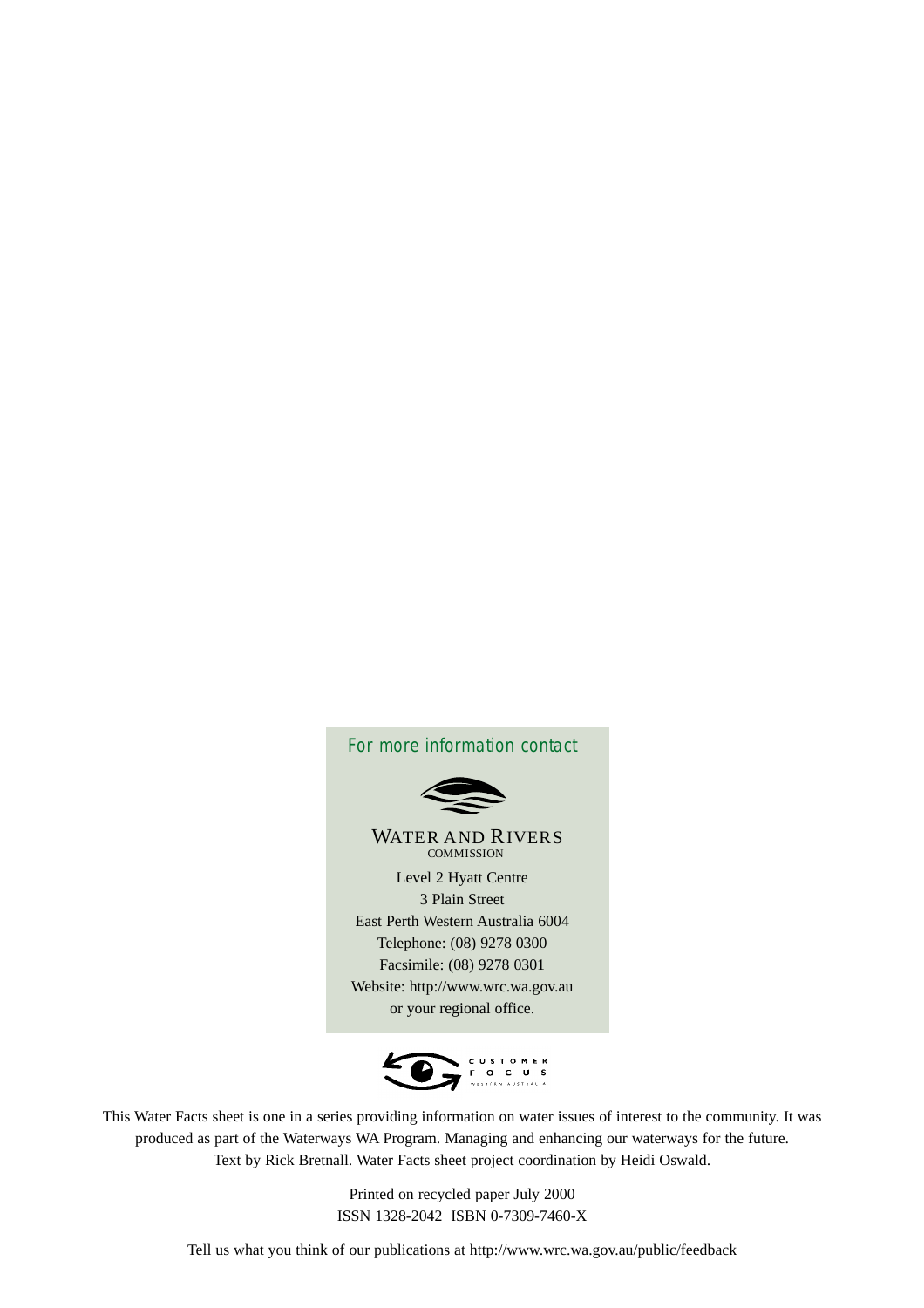*For more information contact*

WATER AND RIVERS
COMMISSION

Level 2 Hyatt Centre
3 Plain Street
East Perth Western Australia 6004
Telephone: (08) 9278 0300
Facsimile: (08) 9278 0301
Website: http://www.wrc.wa.gov.au
or your regional office.

CUSTOMER FOCUS WESTERN AUSTRALIA

This Water Facts sheet is one in a series providing information on water issues of interest to the community. It was produced as part of the Waterways WA Program. Managing and enhancing our waterways for the future. Text by Rick Bretnall. Water Facts sheet project coordination by Heidi Oswald.

Printed on recycled paper July 2000
ISSN 1328-2042 ISBN 0-7309-7460-X

Tell us what you think of our publications at http://www.wrc.wa.gov.au/public/feedback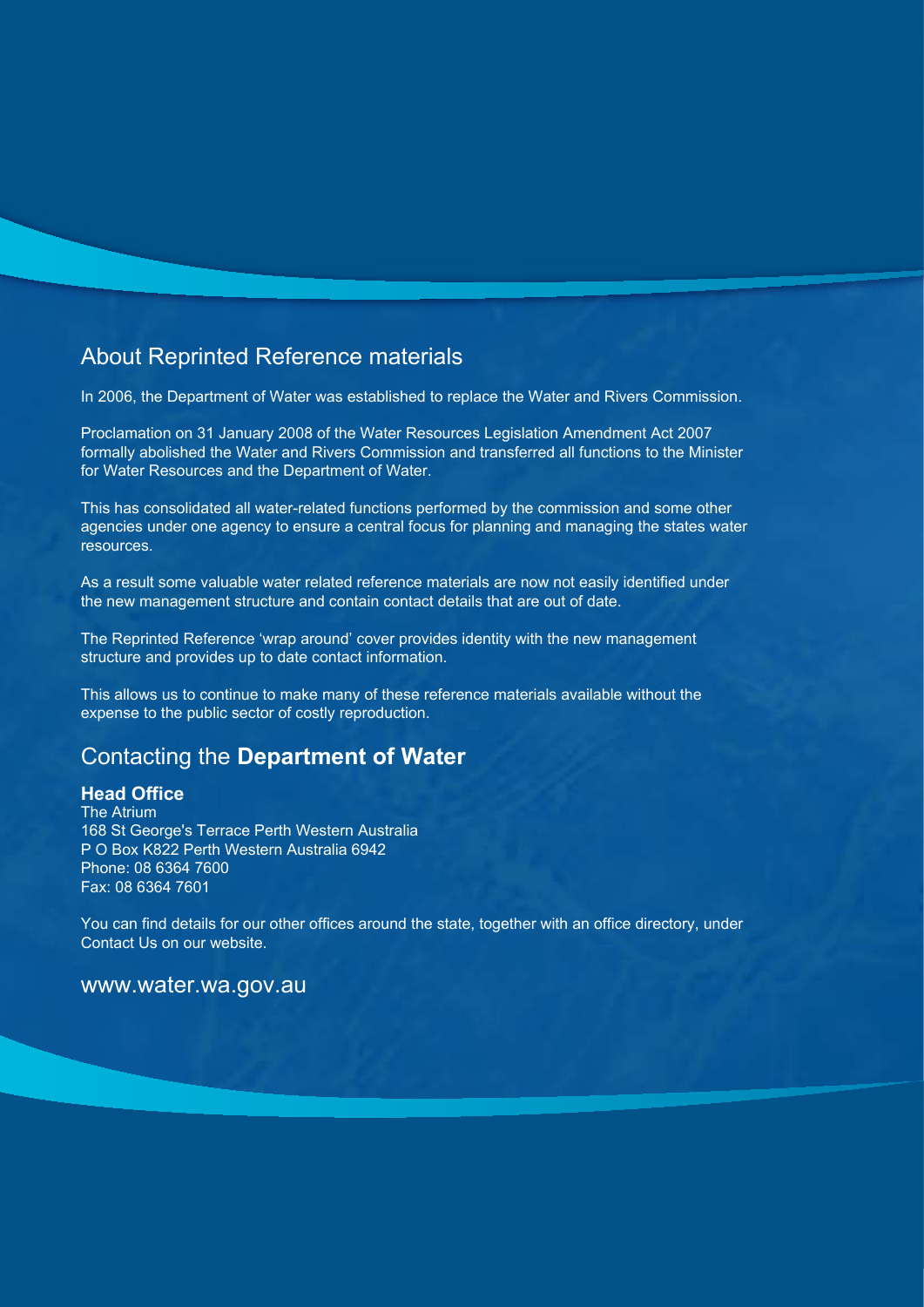## About Reprinted Reference materials

In 2006, the Department of Water was established to replace the Water and Rivers Commission.

Proclamation on 31 January 2008 of the Water Resources Legislation Amendment Act 2007 formally abolished the Water and Rivers Commission and transferred all functions to the Minister for Water Resources and the Department of Water.

This has consolidated all water-related functions performed by the commission and some other agencies under one agency to ensure a central focus for planning and managing the states water resources.

As a result some valuable water related reference materials are now not easily identified under the new management structure and contain contact details that are out of date.

The Reprinted Reference 'wrap around' cover provides identity with the new management structure and provides up to date contact information.

This allows us to continue to make many of these reference materials available without the expense to the public sector of costly reproduction.

## Contacting the **Department of Water**

**Head Office**
The Atrium
168 St George's Terrace Perth Western Australia
P O Box K822 Perth Western Australia 6942
Phone: 08 6364 7600
Fax: 08 6364 7601

You can find details for our other offices around the state, together with an office directory, under Contact Us on our website.

www.water.wa.gov.au